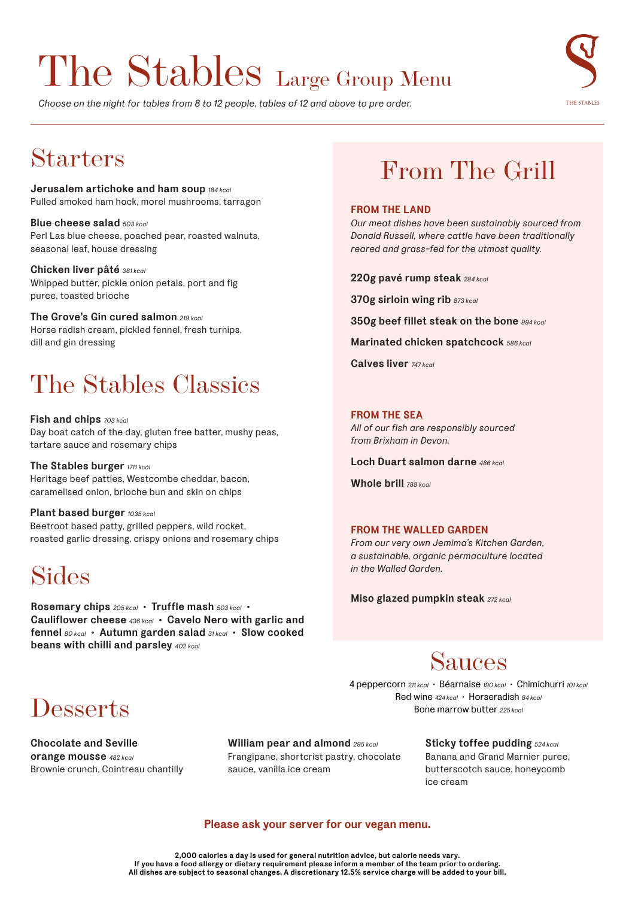# The Stables Large Group Menu

*Choose on the night for tables from 8 to 12 people, tables of 12 and above to pre order.*

THE STABLES

## Starters

**Jerusalem artichoke and ham soup** *184 kcal*
Pulled smoked ham hock, morel mushrooms, tarragon

**Blue cheese salad** *503 kcal*
Perl Las blue cheese, poached pear, roasted walnuts, seasonal leaf, house dressing

**Chicken liver pâté** *381 kcal*
Whipped butter, pickle onion petals, port and fig puree, toasted brioche

**The Grove's Gin cured salmon** *219 kcal*
Horse radish cream, pickled fennel, fresh turnips, dill and gin dressing

## The Stables Classics

**Fish and chips** *703 kcal*
Day boat catch of the day, gluten free batter, mushy peas, tartare sauce and rosemary chips

**The Stables burger** *1711 kcal*
Heritage beef patties, Westcombe cheddar, bacon, caramelised onion, brioche bun and skin on chips

**Plant based burger** *1035 kcal*
Beetroot based patty, grilled peppers, wild rocket, roasted garlic dressing, crispy onions and rosemary chips

## Sides

**Rosemary chips** *205 kcal* • **Truffle mash** *503 kcal* • **Cauliflower cheese** *436 kcal* • **Cavelo Nero with garlic and fennel** *80 kcal* • **Autumn garden salad** *31 kcal* • **Slow cooked beans with chilli and parsley** *402 kcal*

## From The Grill

### FROM THE LAND

*Our meat dishes have been sustainably sourced from Donald Russell, where cattle have been traditionally reared and grass-fed for the utmost quality.*

**220g pavé rump steak** *284 kcal*

**370g sirloin wing rib** *873 kcal*

**350g beef fillet steak on the bone** *994 kcal*

**Marinated chicken spatchcock** *586 kcal*

**Calves liver** *747 kcal*

### FROM THE SEA

*All of our fish are responsibly sourced from Brixham in Devon.*

**Loch Duart salmon darne** *486 kcal*

**Whole brill** *788 kcal*

### FROM THE WALLED GARDEN

*From our very own Jemima's Kitchen Garden, a sustainable, organic permaculture located in the Walled Garden.*

**Miso glazed pumpkin steak** *272 kcal*

## Sauces

4 peppercorn *211 kcal* • Béarnaise *190 kcal* • Chimichurri *101 kcal*
Red wine *424 kcal* • Horseradish *84 kcal*
Bone marrow butter *225 kcal*

## Desserts

**Chocolate and Seville orange mousse** *482 kcal*
Brownie crunch, Cointreau chantilly

**William pear and almond** *295 kcal*
Frangipane, shortcrist pastry, chocolate sauce, vanilla ice cream

**Sticky toffee pudding** *524 kcal*
Banana and Grand Marnier puree, butterscotch sauce, honeycomb ice cream

**Please ask your server for our vegan menu.**

**2,000 calories a day is used for general nutrition advice, but calorie needs vary.**
**If you have a food allergy or dietary requirement please inform a member of the team prior to ordering.**
**All dishes are subject to seasonal changes. A discretionary 12.5% service charge will be added to your bill.**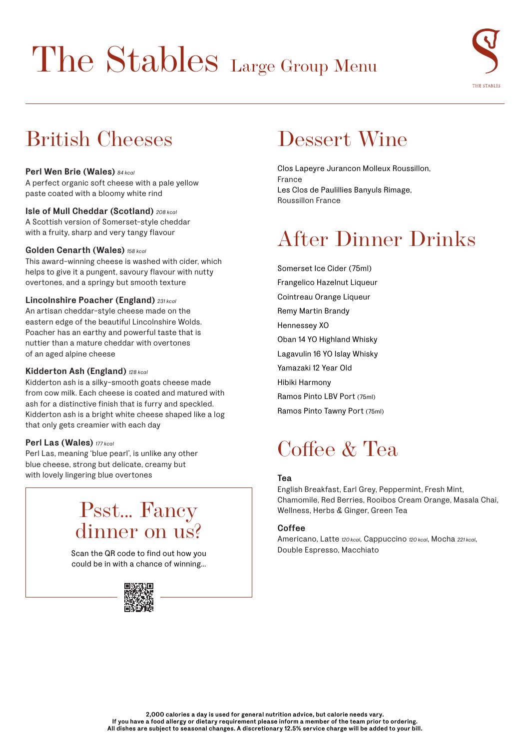# The Stables Large Group Menu

THE STABLES

## British Cheeses

**Perl Wen Brie (Wales)** *84 kcal*
A perfect organic soft cheese with a pale yellow paste coated with a bloomy white rind

**Isle of Mull Cheddar (Scotland)** *208 kcal*
A Scottish version of Somerset-style cheddar with a fruity, sharp and very tangy flavour

**Golden Cenarth (Wales)** *158 kcal*
This award-winning cheese is washed with cider, which helps to give it a pungent, savoury flavour with nutty overtones, and a springy but smooth texture

**Lincolnshire Poacher (England)** *231 kcal*
An artisan cheddar-style cheese made on the eastern edge of the beautiful Lincolnshire Wolds. Poacher has an earthy and powerful taste that is nuttier than a mature cheddar with overtones of an aged alpine cheese

**Kidderton Ash (England)** *128 kcal*
Kidderton ash is a silky-smooth goats cheese made from cow milk. Each cheese is coated and matured with ash for a distinctive finish that is furry and speckled. Kidderton ash is a bright white cheese shaped like a log that only gets creamier with each day

**Perl Las (Wales)** *177 kcal*
Perl Las, meaning 'blue pearl', is unlike any other blue cheese, strong but delicate, creamy but with lovely lingering blue overtones

## Psst... Fancy dinner on us?

Scan the QR code to find out how you could be in with a chance of winning...

## Dessert Wine

Clos Lapeyre Jurancon Molleux Roussillon, France
Les Clos de Paulillies Banyuls Rimage, Roussillon France

## After Dinner Drinks

Somerset Ice Cider (75ml)
Frangelico Hazelnut Liqueur
Cointreau Orange Liqueur
Remy Martin Brandy
Hennessey XO
Oban 14 YO Highland Whisky
Lagavulin 16 YO Islay Whisky
Yamazaki 12 Year Old
Hibiki Harmony
Ramos Pinto LBV Port (75ml)
Ramos Pinto Tawny Port (75ml)

## Coffee & Tea

**Tea**
English Breakfast, Earl Grey, Peppermint, Fresh Mint, Chamomile, Red Berries, Rooibos Cream Orange, Masala Chai, Wellness, Herbs & Ginger, Green Tea

**Coffee**
Americano, Latte *120 kcal*, Cappuccino *120 kcal*, Mocha *221 kcal*, Double Espresso, Macchiato

**2,000 calories a day is used for general nutrition advice, but calorie needs vary.**
**If you have a food allergy or dietary requirement please inform a member of the team prior to ordering.**
**All dishes are subject to seasonal changes. A discretionary 12.5% service charge will be added to your bill.**